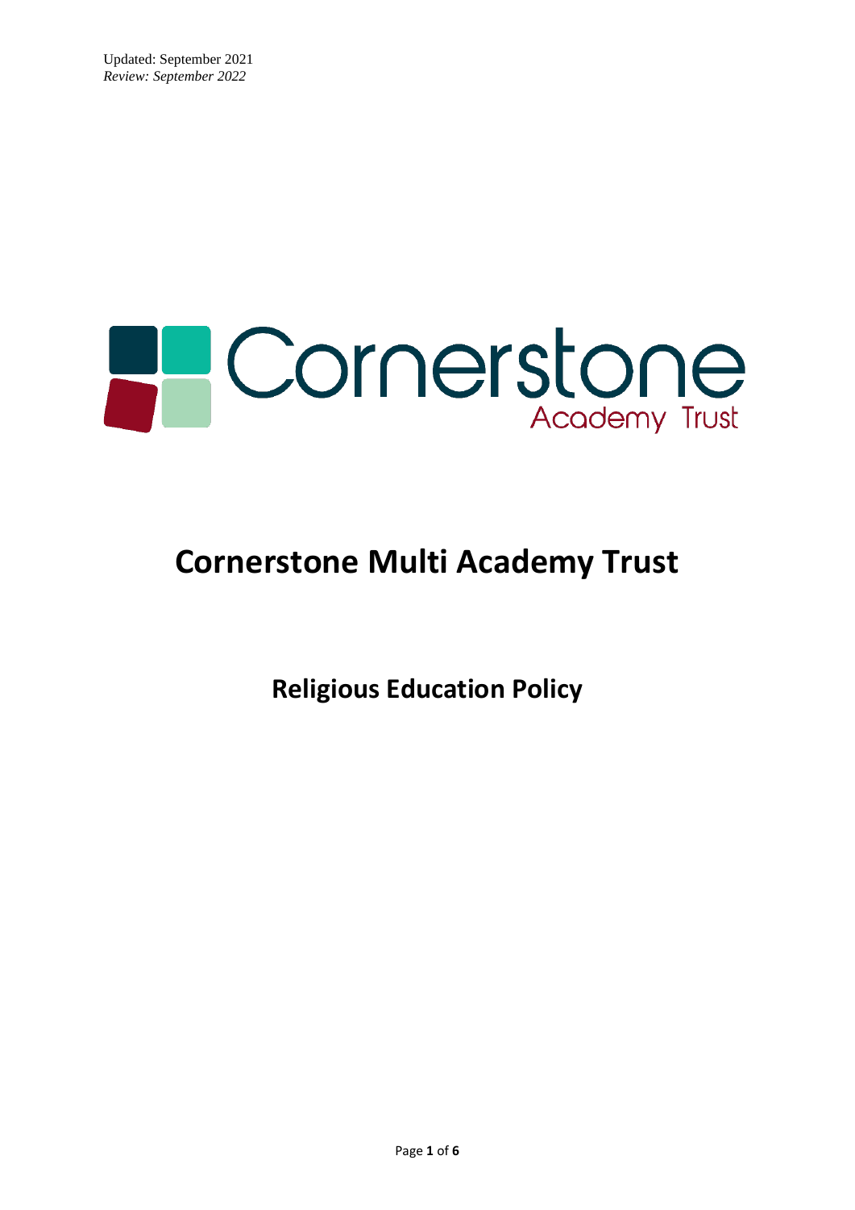Updated: September 2021
*Review: September 2022*

Cornerstone
Academy Trust

# Cornerstone Multi Academy Trust

## Religious Education Policy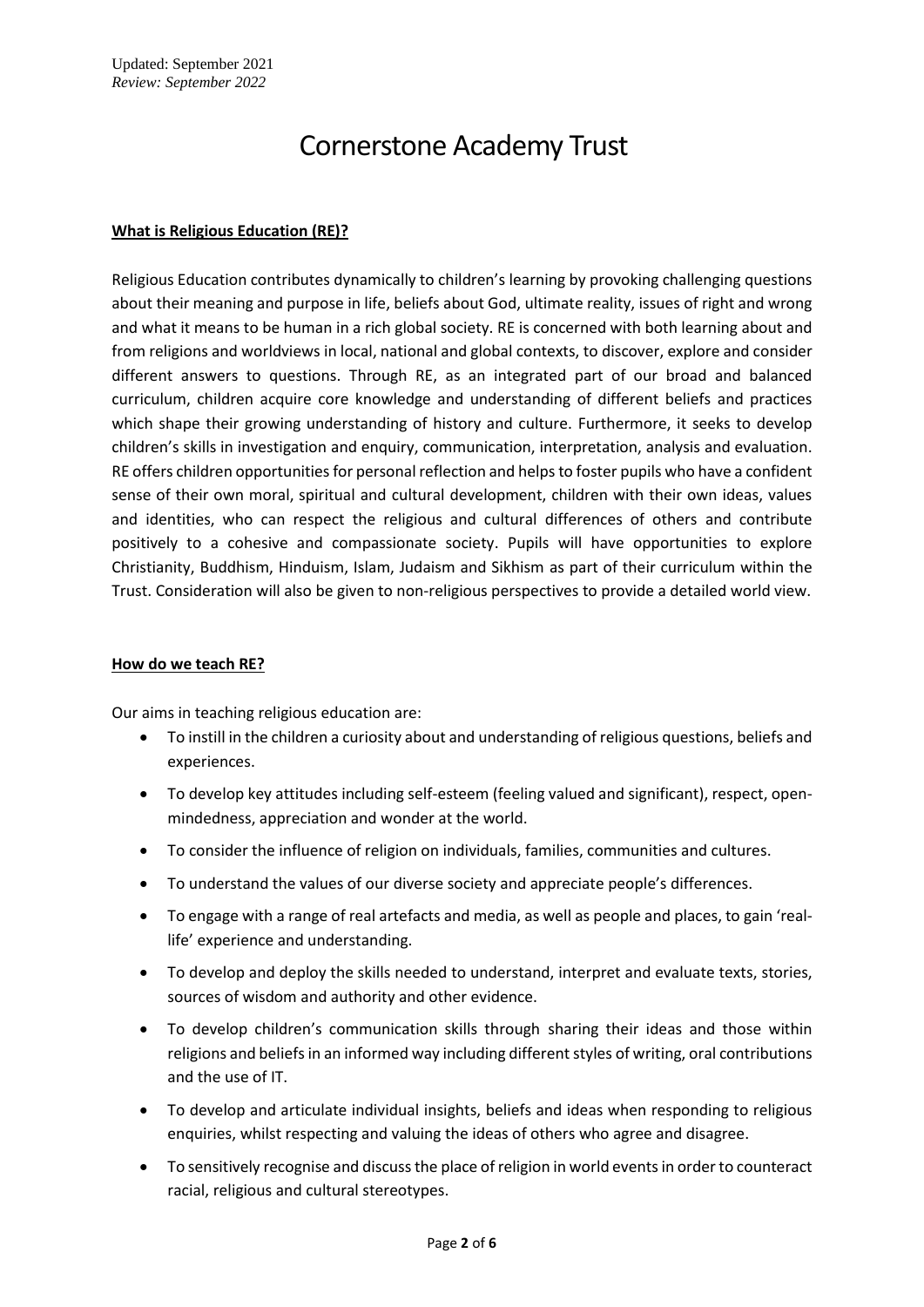Updated: September 2021
*Review: September 2022*

# Cornerstone Academy Trust

**What is Religious Education (RE)?**

Religious Education contributes dynamically to children's learning by provoking challenging questions about their meaning and purpose in life, beliefs about God, ultimate reality, issues of right and wrong and what it means to be human in a rich global society. RE is concerned with both learning about and from religions and worldviews in local, national and global contexts, to discover, explore and consider different answers to questions. Through RE, as an integrated part of our broad and balanced curriculum, children acquire core knowledge and understanding of different beliefs and practices which shape their growing understanding of history and culture. Furthermore, it seeks to develop children's skills in investigation and enquiry, communication, interpretation, analysis and evaluation. RE offers children opportunities for personal reflection and helps to foster pupils who have a confident sense of their own moral, spiritual and cultural development, children with their own ideas, values and identities, who can respect the religious and cultural differences of others and contribute positively to a cohesive and compassionate society. Pupils will have opportunities to explore Christianity, Buddhism, Hinduism, Islam, Judaism and Sikhism as part of their curriculum within the Trust. Consideration will also be given to non-religious perspectives to provide a detailed world view.

**How do we teach RE?**

Our aims in teaching religious education are:

- To instill in the children a curiosity about and understanding of religious questions, beliefs and experiences.
- To develop key attitudes including self-esteem (feeling valued and significant), respect, open-mindedness, appreciation and wonder at the world.
- To consider the influence of religion on individuals, families, communities and cultures.
- To understand the values of our diverse society and appreciate people's differences.
- To engage with a range of real artefacts and media, as well as people and places, to gain 'real-life' experience and understanding.
- To develop and deploy the skills needed to understand, interpret and evaluate texts, stories, sources of wisdom and authority and other evidence.
- To develop children's communication skills through sharing their ideas and those within religions and beliefs in an informed way including different styles of writing, oral contributions and the use of IT.
- To develop and articulate individual insights, beliefs and ideas when responding to religious enquiries, whilst respecting and valuing the ideas of others who agree and disagree.
- To sensitively recognise and discuss the place of religion in world events in order to counteract racial, religious and cultural stereotypes.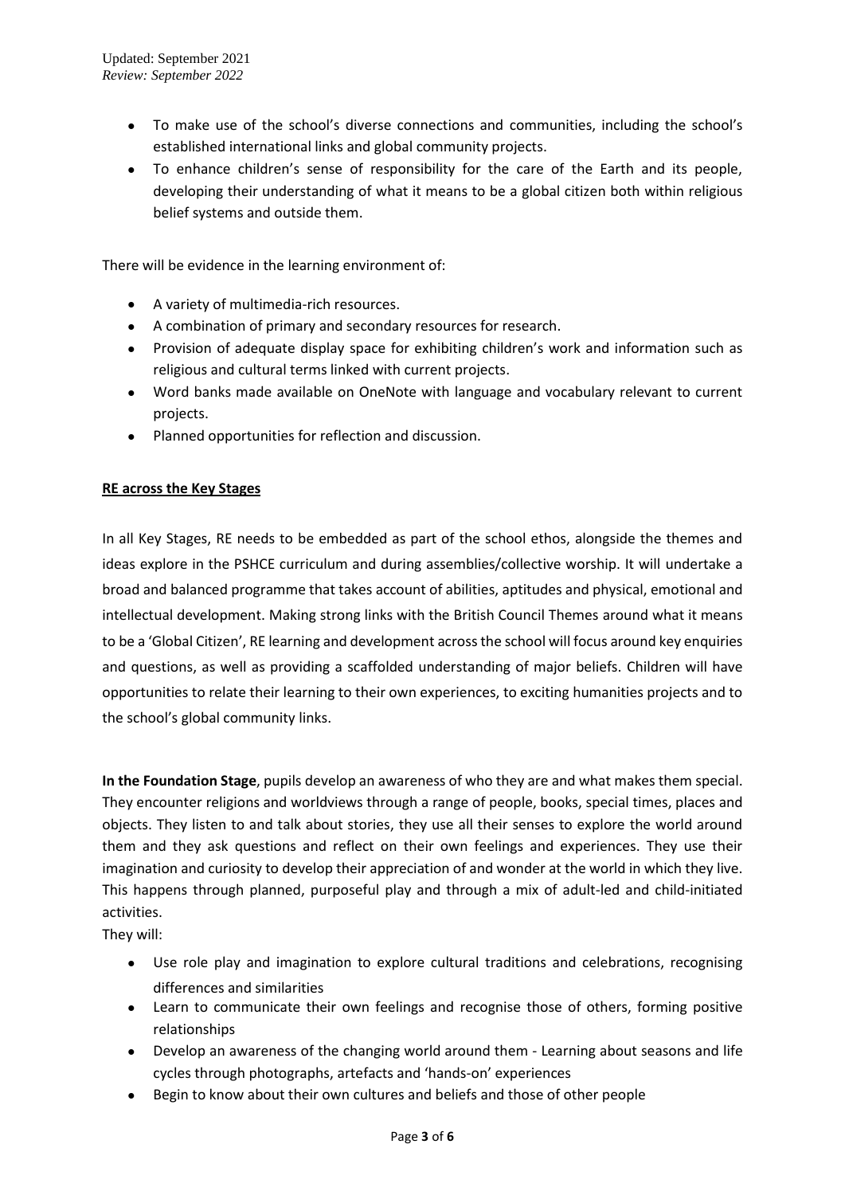- To make use of the school's diverse connections and communities, including the school's established international links and global community projects.
- To enhance children's sense of responsibility for the care of the Earth and its people, developing their understanding of what it means to be a global citizen both within religious belief systems and outside them.

There will be evidence in the learning environment of:

- A variety of multimedia-rich resources.
- A combination of primary and secondary resources for research.
- Provision of adequate display space for exhibiting children's work and information such as religious and cultural terms linked with current projects.
- Word banks made available on OneNote with language and vocabulary relevant to current projects.
- Planned opportunities for reflection and discussion.

**RE across the Key Stages**

In all Key Stages, RE needs to be embedded as part of the school ethos, alongside the themes and ideas explore in the PSHCE curriculum and during assemblies/collective worship. It will undertake a broad and balanced programme that takes account of abilities, aptitudes and physical, emotional and intellectual development. Making strong links with the British Council Themes around what it means to be a 'Global Citizen', RE learning and development across the school will focus around key enquiries and questions, as well as providing a scaffolded understanding of major beliefs. Children will have opportunities to relate their learning to their own experiences, to exciting humanities projects and to the school's global community links.

**In the Foundation Stage**, pupils develop an awareness of who they are and what makes them special. They encounter religions and worldviews through a range of people, books, special times, places and objects. They listen to and talk about stories, they use all their senses to explore the world around them and they ask questions and reflect on their own feelings and experiences. They use their imagination and curiosity to develop their appreciation of and wonder at the world in which they live. This happens through planned, purposeful play and through a mix of adult-led and child-initiated activities.

They will:

- Use role play and imagination to explore cultural traditions and celebrations, recognising differences and similarities
- Learn to communicate their own feelings and recognise those of others, forming positive relationships
- Develop an awareness of the changing world around them - Learning about seasons and life cycles through photographs, artefacts and 'hands-on' experiences
- Begin to know about their own cultures and beliefs and those of other people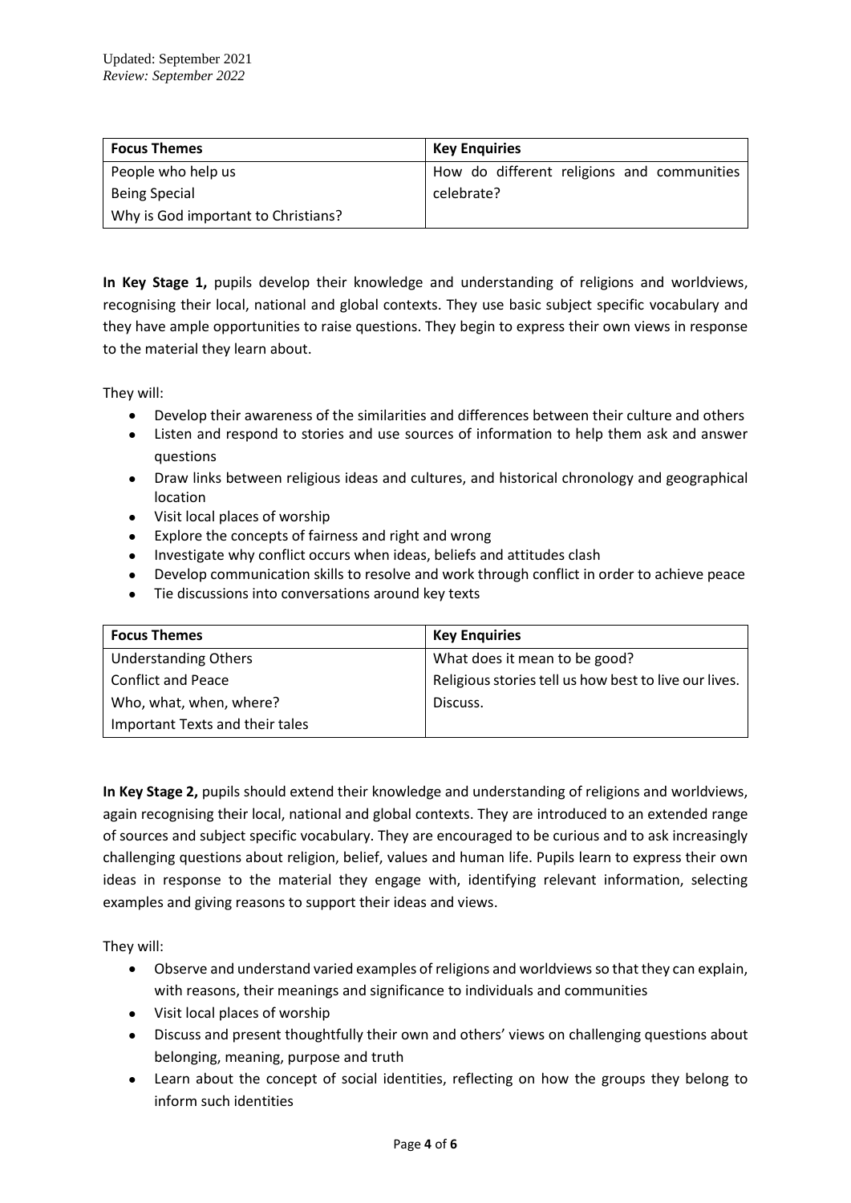Updated: September 2021
*Review: September 2022*

| Focus Themes | Key Enquiries |
| --- | --- |
| People who help us | How do different religions and communities |
| Being Special | celebrate? |
| Why is God important to Christians? | |

**In Key Stage 1,** pupils develop their knowledge and understanding of religions and worldviews, recognising their local, national and global contexts. They use basic subject specific vocabulary and they have ample opportunities to raise questions. They begin to express their own views in response to the material they learn about.

They will:

- Develop their awareness of the similarities and differences between their culture and others
- Listen and respond to stories and use sources of information to help them ask and answer questions
- Draw links between religious ideas and cultures, and historical chronology and geographical location
- Visit local places of worship
- Explore the concepts of fairness and right and wrong
- Investigate why conflict occurs when ideas, beliefs and attitudes clash
- Develop communication skills to resolve and work through conflict in order to achieve peace
- Tie discussions into conversations around key texts

| Focus Themes | Key Enquiries |
| --- | --- |
| Understanding Others | What does it mean to be good? |
| Conflict and Peace | Religious stories tell us how best to live our lives. |
| Who, what, when, where? | Discuss. |
| Important Texts and their tales | |

**In Key Stage 2,** pupils should extend their knowledge and understanding of religions and worldviews, again recognising their local, national and global contexts. They are introduced to an extended range of sources and subject specific vocabulary. They are encouraged to be curious and to ask increasingly challenging questions about religion, belief, values and human life. Pupils learn to express their own ideas in response to the material they engage with, identifying relevant information, selecting examples and giving reasons to support their ideas and views.

They will:

- Observe and understand varied examples of religions and worldviews so that they can explain, with reasons, their meanings and significance to individuals and communities
- Visit local places of worship
- Discuss and present thoughtfully their own and others' views on challenging questions about belonging, meaning, purpose and truth
- Learn about the concept of social identities, reflecting on how the groups they belong to inform such identities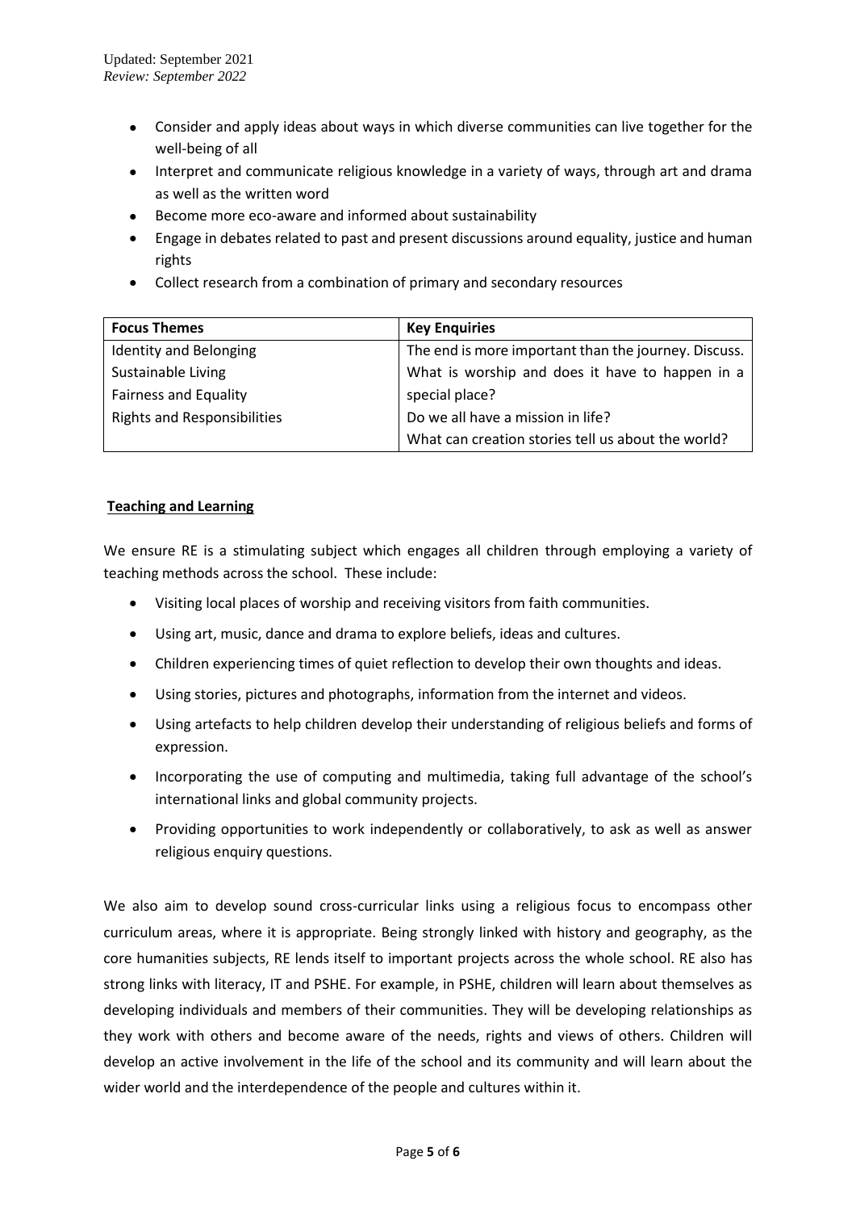- Consider and apply ideas about ways in which diverse communities can live together for the well-being of all
- Interpret and communicate religious knowledge in a variety of ways, through art and drama as well as the written word
- Become more eco-aware and informed about sustainability
- Engage in debates related to past and present discussions around equality, justice and human rights
- Collect research from a combination of primary and secondary resources

| Focus Themes | Key Enquiries |
|---|---|
| Identity and Belonging | The end is more important than the journey. Discuss. |
| Sustainable Living | What is worship and does it have to happen in a special place? |
| Fairness and Equality | |
| Rights and Responsibilities | Do we all have a mission in life? |
| | What can creation stories tell us about the world? |

## Teaching and Learning

We ensure RE is a stimulating subject which engages all children through employing a variety of teaching methods across the school. These include:

- Visiting local places of worship and receiving visitors from faith communities.
- Using art, music, dance and drama to explore beliefs, ideas and cultures.
- Children experiencing times of quiet reflection to develop their own thoughts and ideas.
- Using stories, pictures and photographs, information from the internet and videos.
- Using artefacts to help children develop their understanding of religious beliefs and forms of expression.
- Incorporating the use of computing and multimedia, taking full advantage of the school's international links and global community projects.
- Providing opportunities to work independently or collaboratively, to ask as well as answer religious enquiry questions.

We also aim to develop sound cross-curricular links using a religious focus to encompass other curriculum areas, where it is appropriate. Being strongly linked with history and geography, as the core humanities subjects, RE lends itself to important projects across the whole school. RE also has strong links with literacy, IT and PSHE. For example, in PSHE, children will learn about themselves as developing individuals and members of their communities. They will be developing relationships as they work with others and become aware of the needs, rights and views of others. Children will develop an active involvement in the life of the school and its community and will learn about the wider world and the interdependence of the people and cultures within it.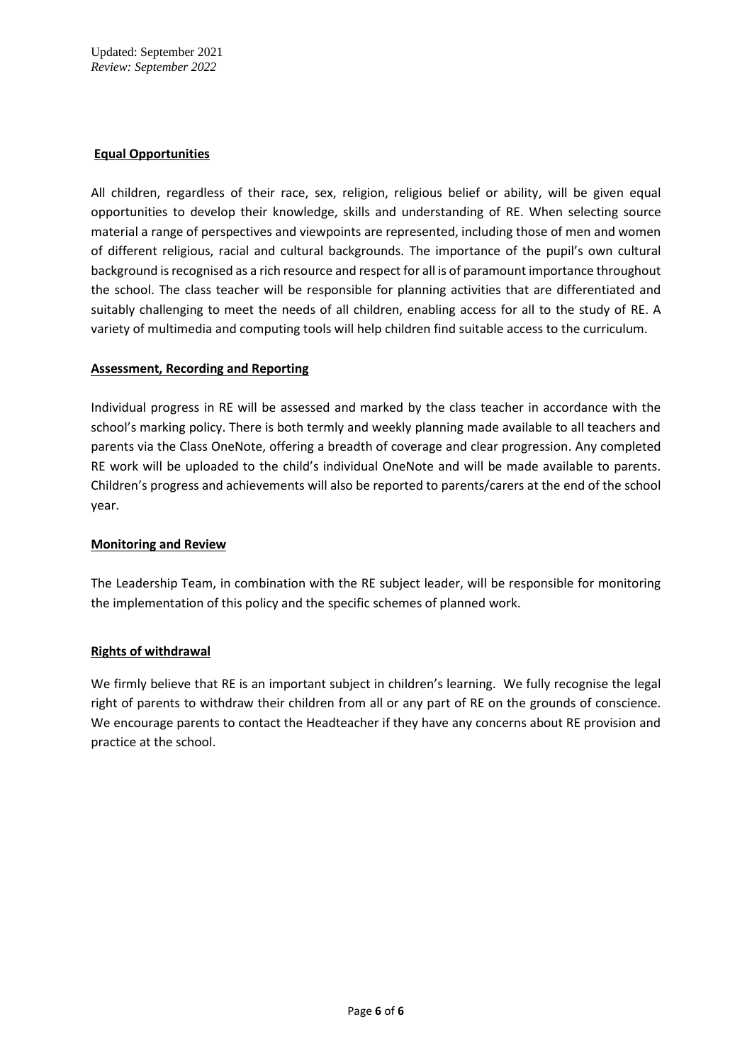Updated: September 2021
*Review: September 2022*

## Equal Opportunities

All children, regardless of their race, sex, religion, religious belief or ability, will be given equal opportunities to develop their knowledge, skills and understanding of RE. When selecting source material a range of perspectives and viewpoints are represented, including those of men and women of different religious, racial and cultural backgrounds. The importance of the pupil's own cultural background is recognised as a rich resource and respect for all is of paramount importance throughout the school. The class teacher will be responsible for planning activities that are differentiated and suitably challenging to meet the needs of all children, enabling access for all to the study of RE. A variety of multimedia and computing tools will help children find suitable access to the curriculum.

## Assessment, Recording and Reporting

Individual progress in RE will be assessed and marked by the class teacher in accordance with the school's marking policy. There is both termly and weekly planning made available to all teachers and parents via the Class OneNote, offering a breadth of coverage and clear progression. Any completed RE work will be uploaded to the child's individual OneNote and will be made available to parents. Children's progress and achievements will also be reported to parents/carers at the end of the school year.

## Monitoring and Review

The Leadership Team, in combination with the RE subject leader, will be responsible for monitoring the implementation of this policy and the specific schemes of planned work.

## Rights of withdrawal

We firmly believe that RE is an important subject in children's learning. We fully recognise the legal right of parents to withdraw their children from all or any part of RE on the grounds of conscience. We encourage parents to contact the Headteacher if they have any concerns about RE provision and practice at the school.